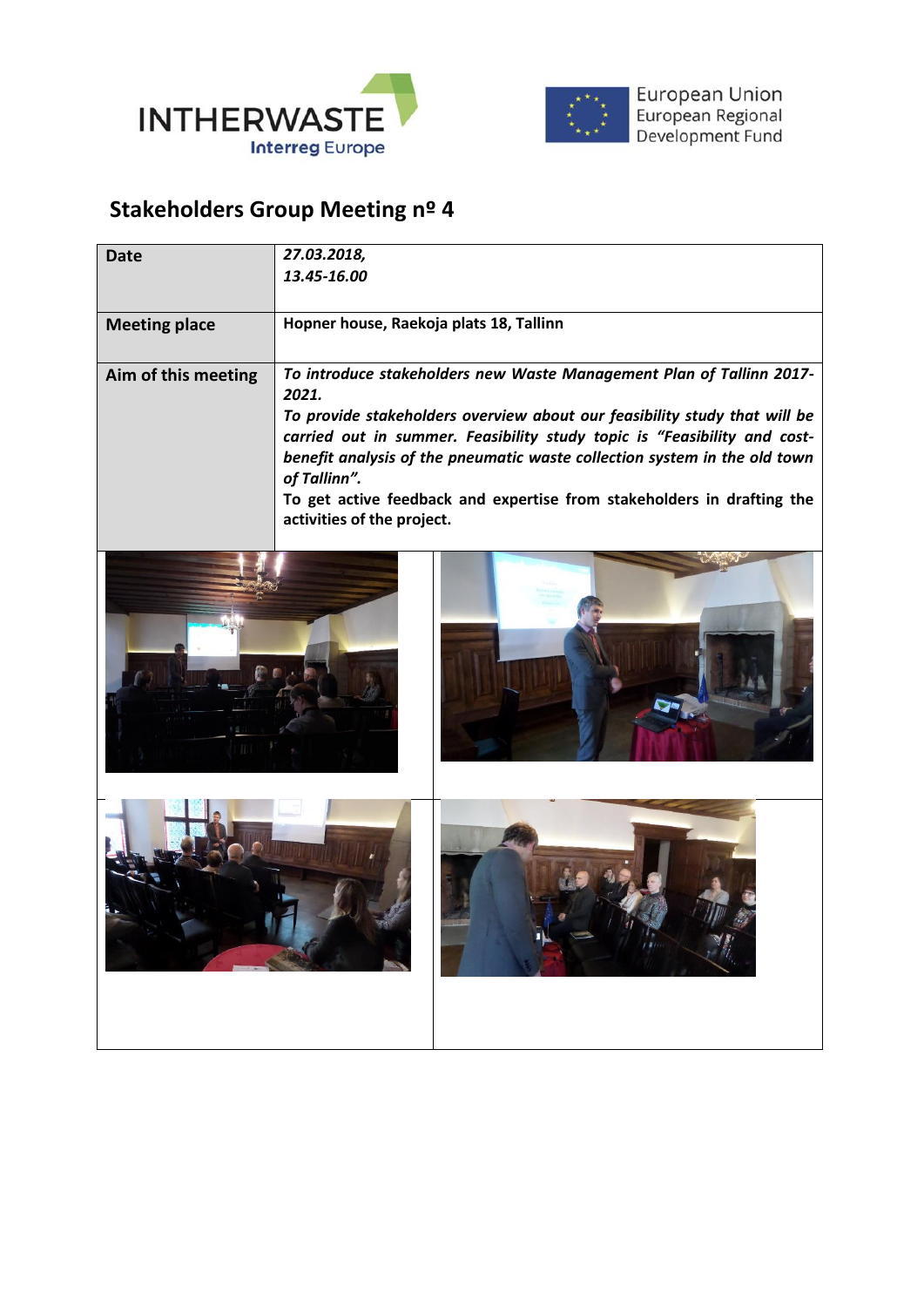INTHERWASTE
Interreg Europe

European Union
European Regional
Development Fund

## Stakeholders Group Meeting nº 4

| Date | *27.03.2018,*<br>*13.45-16.00* |
|---|---|
| **Meeting place** | **Hopner house, Raekoja plats 18, Tallinn** |
| **Aim of this meeting** | ***To introduce stakeholders new Waste Management Plan of Tallinn 2017-2021.***<br>***To provide stakeholders overview about our feasibility study that will be carried out in summer. Feasibility study topic is "Feasibility and cost-benefit analysis of the pneumatic waste collection system in the old town of Tallinn".***<br>**To get active feedback and expertise from stakeholders in drafting the activities of the project.** |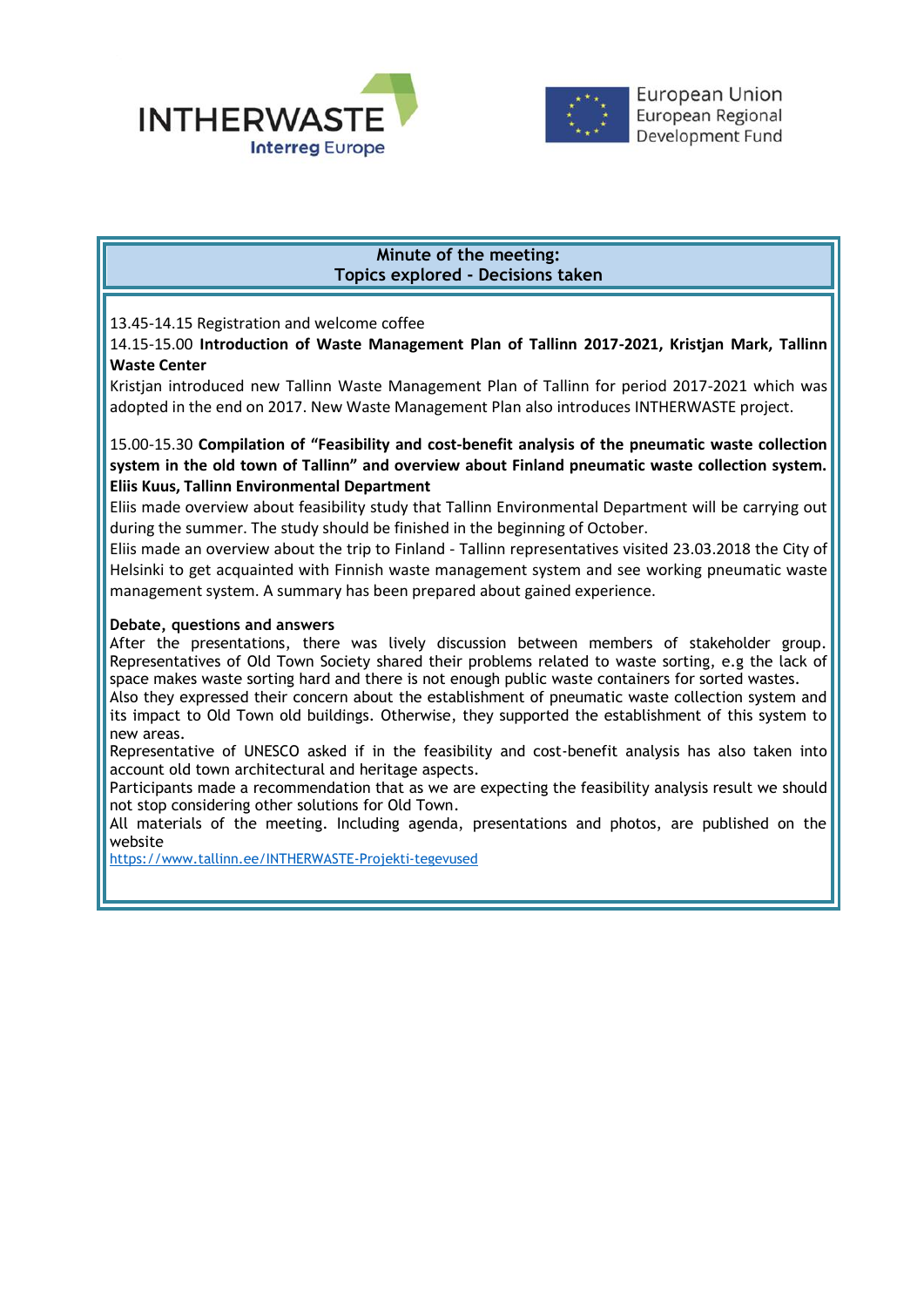INTHERWASTE
Interreg Europe

European Union
European Regional
Development Fund

**Minute of the meeting:**
**Topics explored - Decisions taken**

13.45-14.15 Registration and welcome coffee

14.15-15.00 **Introduction of Waste Management Plan of Tallinn 2017-2021, Kristjan Mark, Tallinn Waste Center**

Kristjan introduced new Tallinn Waste Management Plan of Tallinn for period 2017-2021 which was adopted in the end on 2017. New Waste Management Plan also introduces INTHERWASTE project.

15.00-15.30 **Compilation of "Feasibility and cost-benefit analysis of the pneumatic waste collection system in the old town of Tallinn" and overview about Finland pneumatic waste collection system. Eliis Kuus, Tallinn Environmental Department**

Eliis made overview about feasibility study that Tallinn Environmental Department will be carrying out during the summer. The study should be finished in the beginning of October.

Eliis made an overview about the trip to Finland - Tallinn representatives visited 23.03.2018 the City of Helsinki to get acquainted with Finnish waste management system and see working pneumatic waste management system. A summary has been prepared about gained experience.

**Debate, questions and answers**

After the presentations, there was lively discussion between members of stakeholder group. Representatives of Old Town Society shared their problems related to waste sorting, e.g the lack of space makes waste sorting hard and there is not enough public waste containers for sorted wastes.

Also they expressed their concern about the establishment of pneumatic waste collection system and its impact to Old Town old buildings. Otherwise, they supported the establishment of this system to new areas.

Representative of UNESCO asked if in the feasibility and cost-benefit analysis has also taken into account old town architectural and heritage aspects.

Participants made a recommendation that as we are expecting the feasibility analysis result we should not stop considering other solutions for Old Town.

All materials of the meeting. Including agenda, presentations and photos, are published on the website

https://www.tallinn.ee/INTHERWASTE-Projekti-tegevused